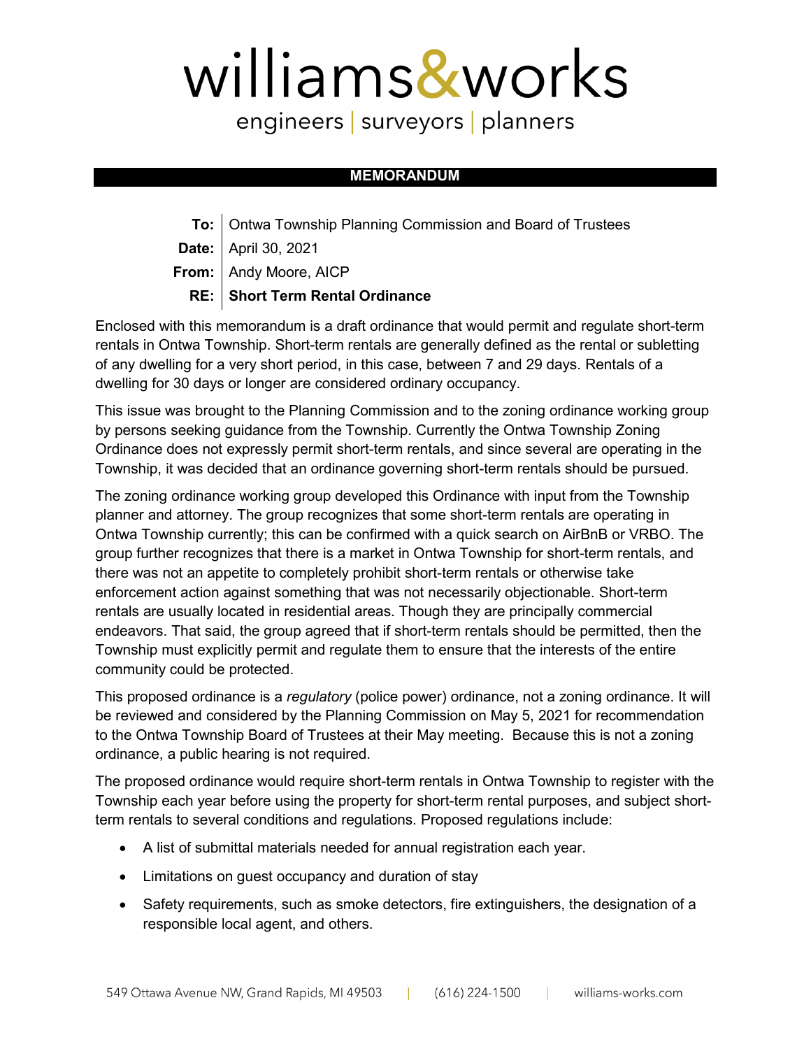# williams&works

engineers | surveyors | planners

## MEMORANDUM

**To:** Ontwa Township Planning Commission and Board of Trustees
**Date:** April 30, 2021
**From:** Andy Moore, AICP
**RE:** **Short Term Rental Ordinance**

Enclosed with this memorandum is a draft ordinance that would permit and regulate short-term rentals in Ontwa Township. Short-term rentals are generally defined as the rental or subletting of any dwelling for a very short period, in this case, between 7 and 29 days. Rentals of a dwelling for 30 days or longer are considered ordinary occupancy.

This issue was brought to the Planning Commission and to the zoning ordinance working group by persons seeking guidance from the Township. Currently the Ontwa Township Zoning Ordinance does not expressly permit short-term rentals, and since several are operating in the Township, it was decided that an ordinance governing short-term rentals should be pursued.

The zoning ordinance working group developed this Ordinance with input from the Township planner and attorney. The group recognizes that some short-term rentals are operating in Ontwa Township currently; this can be confirmed with a quick search on AirBnB or VRBO. The group further recognizes that there is a market in Ontwa Township for short-term rentals, and there was not an appetite to completely prohibit short-term rentals or otherwise take enforcement action against something that was not necessarily objectionable. Short-term rentals are usually located in residential areas. Though they are principally commercial endeavors. That said, the group agreed that if short-term rentals should be permitted, then the Township must explicitly permit and regulate them to ensure that the interests of the entire community could be protected.

This proposed ordinance is a *regulatory* (police power) ordinance, not a zoning ordinance. It will be reviewed and considered by the Planning Commission on May 5, 2021 for recommendation to the Ontwa Township Board of Trustees at their May meeting. Because this is not a zoning ordinance, a public hearing is not required.

The proposed ordinance would require short-term rentals in Ontwa Township to register with the Township each year before using the property for short-term rental purposes, and subject short-term rentals to several conditions and regulations. Proposed regulations include:

- A list of submittal materials needed for annual registration each year.
- Limitations on guest occupancy and duration of stay
- Safety requirements, such as smoke detectors, fire extinguishers, the designation of a responsible local agent, and others.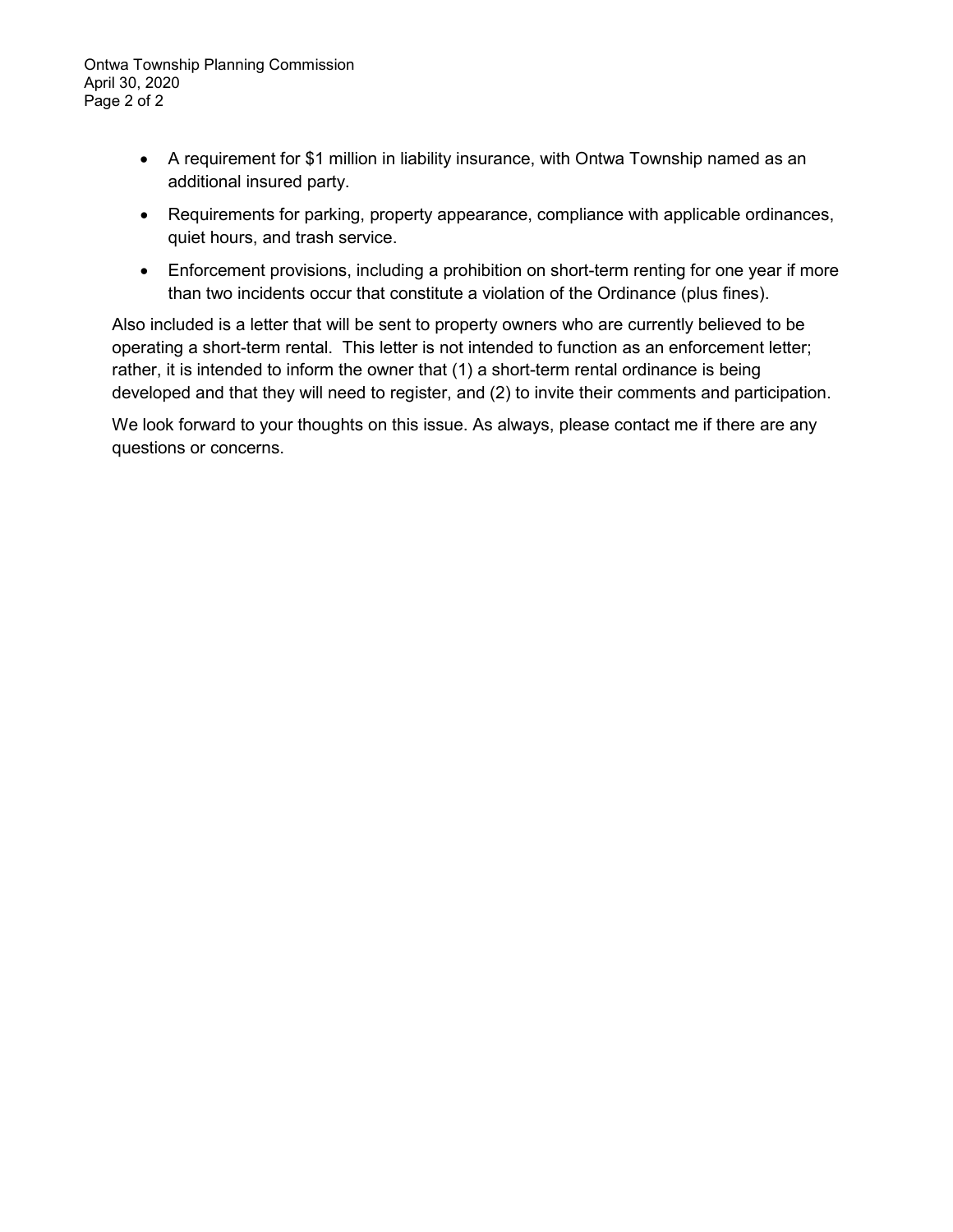- A requirement for $1 million in liability insurance, with Ontwa Township named as an additional insured party.
- Requirements for parking, property appearance, compliance with applicable ordinances, quiet hours, and trash service.
- Enforcement provisions, including a prohibition on short-term renting for one year if more than two incidents occur that constitute a violation of the Ordinance (plus fines).

Also included is a letter that will be sent to property owners who are currently believed to be operating a short-term rental. This letter is not intended to function as an enforcement letter; rather, it is intended to inform the owner that (1) a short-term rental ordinance is being developed and that they will need to register, and (2) to invite their comments and participation.

We look forward to your thoughts on this issue. As always, please contact me if there are any questions or concerns.